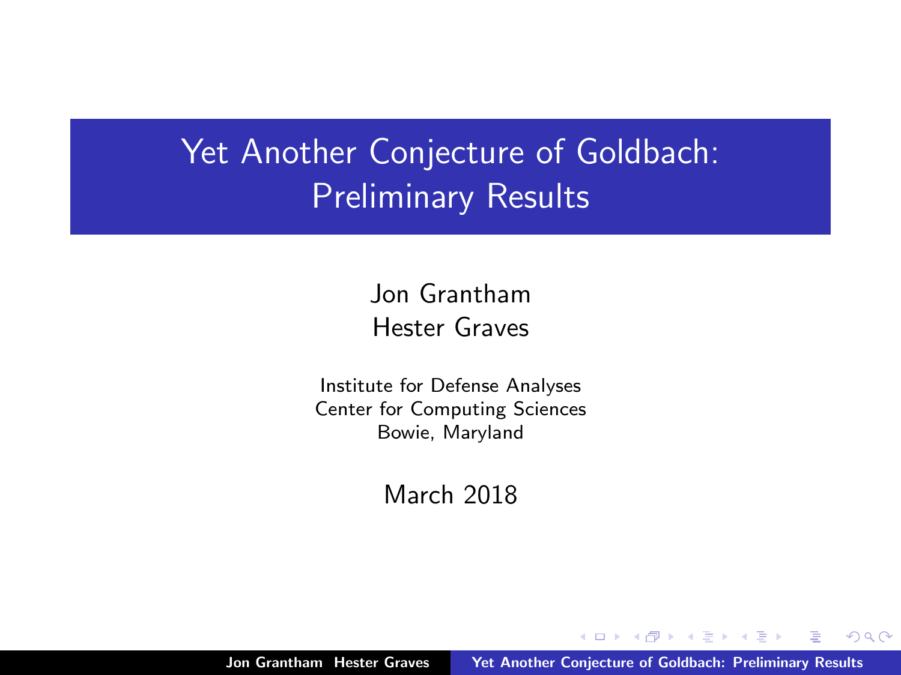# Yet Another Conjecture of Goldbach: Preliminary Results

Jon Grantham
Hester Graves

Institute for Defense Analyses
Center for Computing Sciences
Bowie, Maryland

March 2018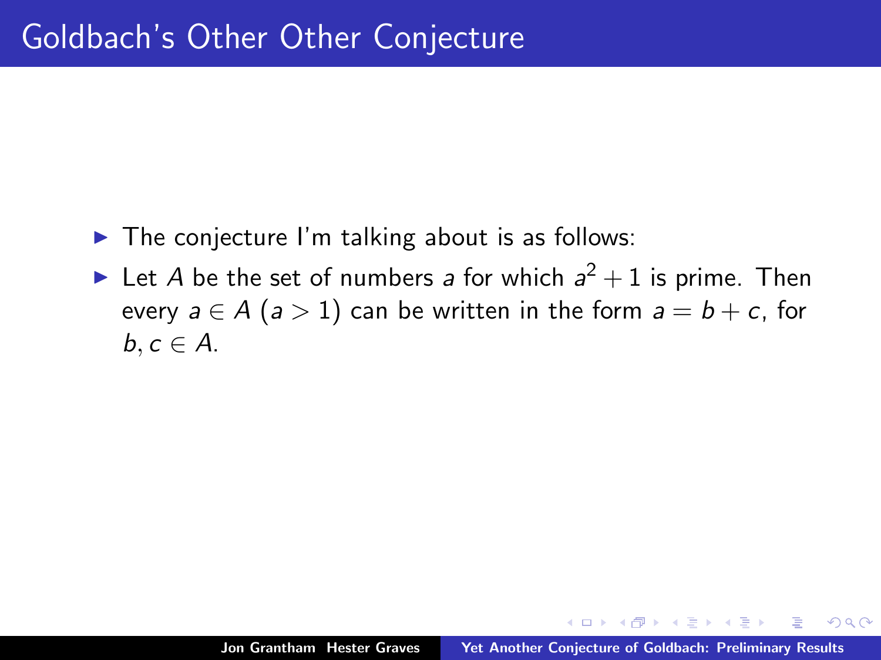# Goldbach's Other Other Conjecture

- The conjecture I'm talking about is as follows:
- Let $A$ be the set of numbers $a$ for which $a^2 + 1$ is prime. Then every $a \in A$ ($a > 1$) can be written in the form $a = b + c$, for $b, c \in A$.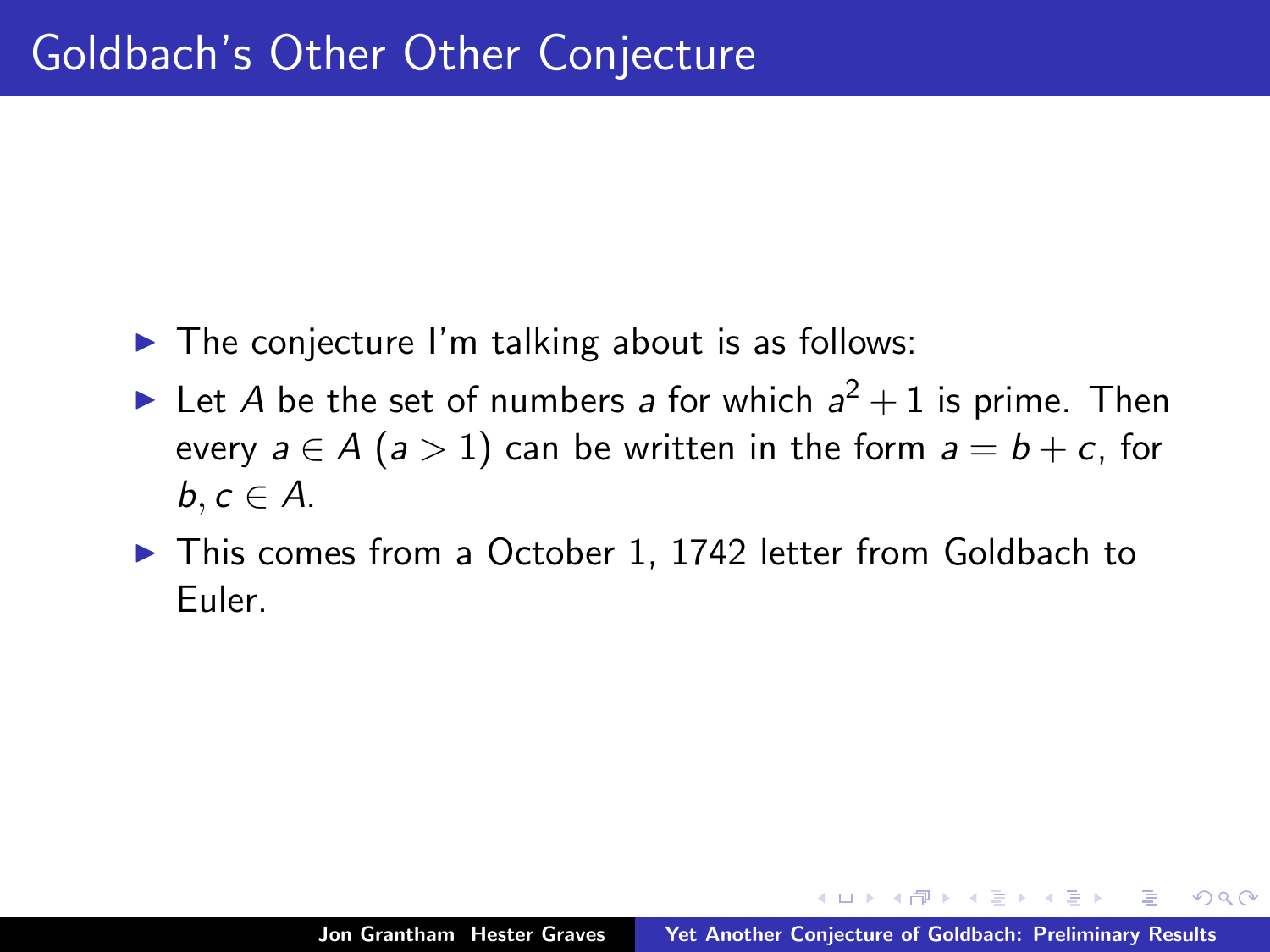# Goldbach's Other Other Conjecture

- The conjecture I'm talking about is as follows:
- Let $A$ be the set of numbers $a$ for which $a^2 + 1$ is prime. Then every $a \in A$ ($a > 1$) can be written in the form $a = b + c$, for $b, c \in A$.
- This comes from a October 1, 1742 letter from Goldbach to Euler.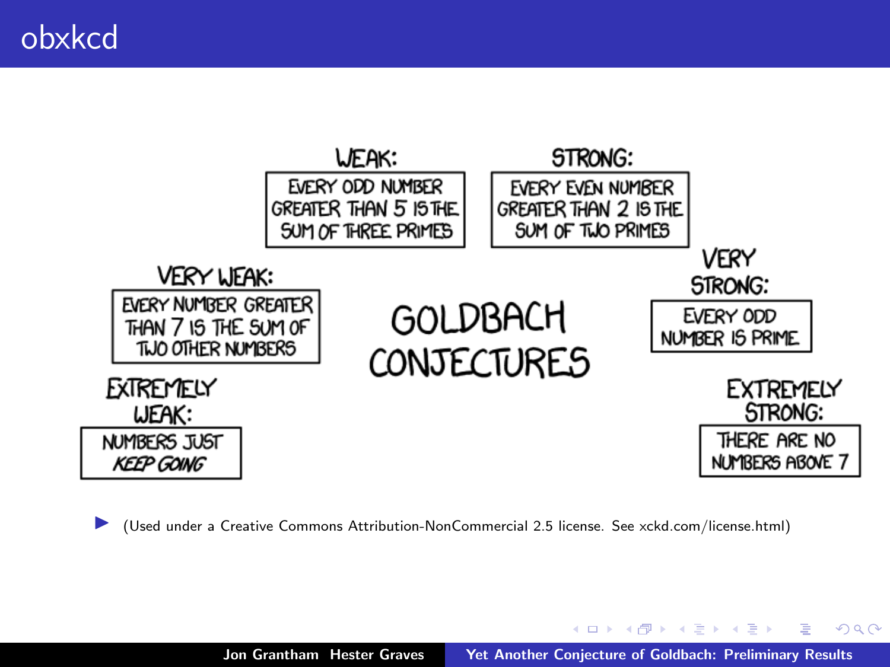# obxkcd

WEAK:

EVERY ODD NUMBER GREATER THAN 5 IS THE SUM OF THREE PRIMES

STRONG:

EVERY EVEN NUMBER GREATER THAN 2 IS THE SUM OF TWO PRIMES

VERY WEAK:

EVERY NUMBER GREATER THAN 7 IS THE SUM OF TWO OTHER NUMBERS

GOLDBACH CONJECTURES

VERY STRONG:

EVERY ODD NUMBER IS PRIME

EXTREMELY WEAK:

NUMBERS JUST *KEEP GOING*

EXTREMELY STRONG:

THERE ARE NO NUMBERS ABOVE 7

- (Used under a Creative Commons Attribution-NonCommercial 2.5 license. See xckd.com/license.html)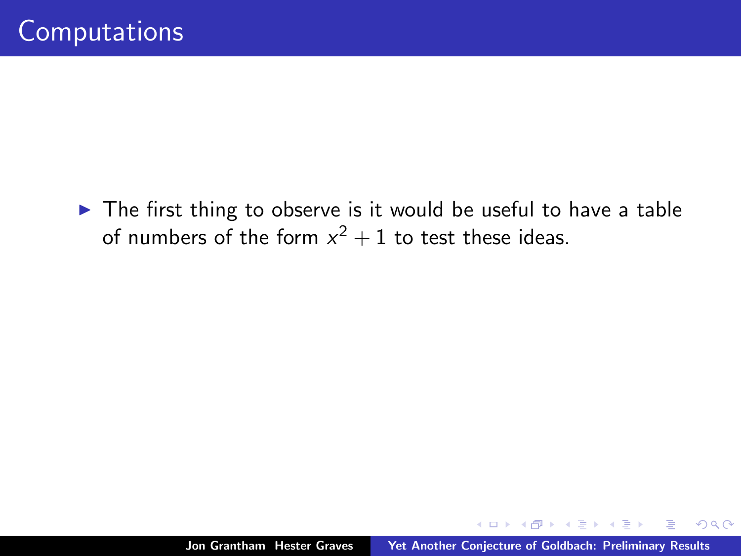# Computations

- The first thing to observe is it would be useful to have a table of numbers of the form $x^2 + 1$ to test these ideas.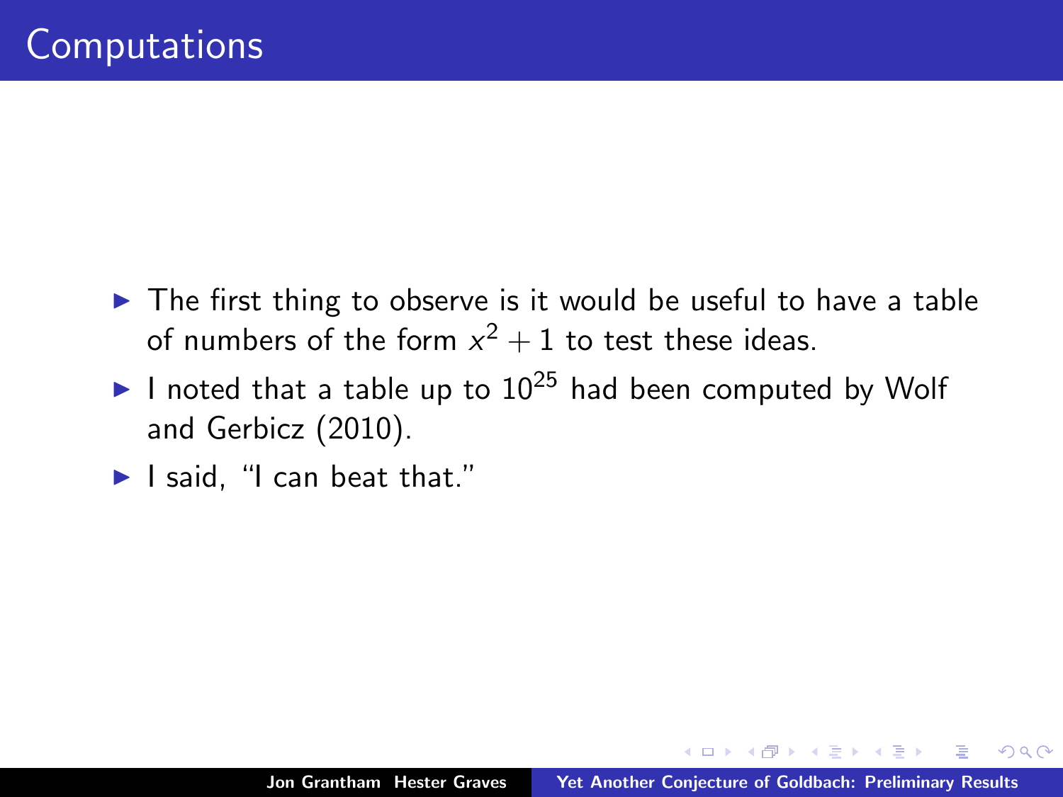# Computations

- The first thing to observe is it would be useful to have a table of numbers of the form $x^2 + 1$ to test these ideas.
- I noted that a table up to $10^{25}$ had been computed by Wolf and Gerbicz (2010).
- I said, "I can beat that."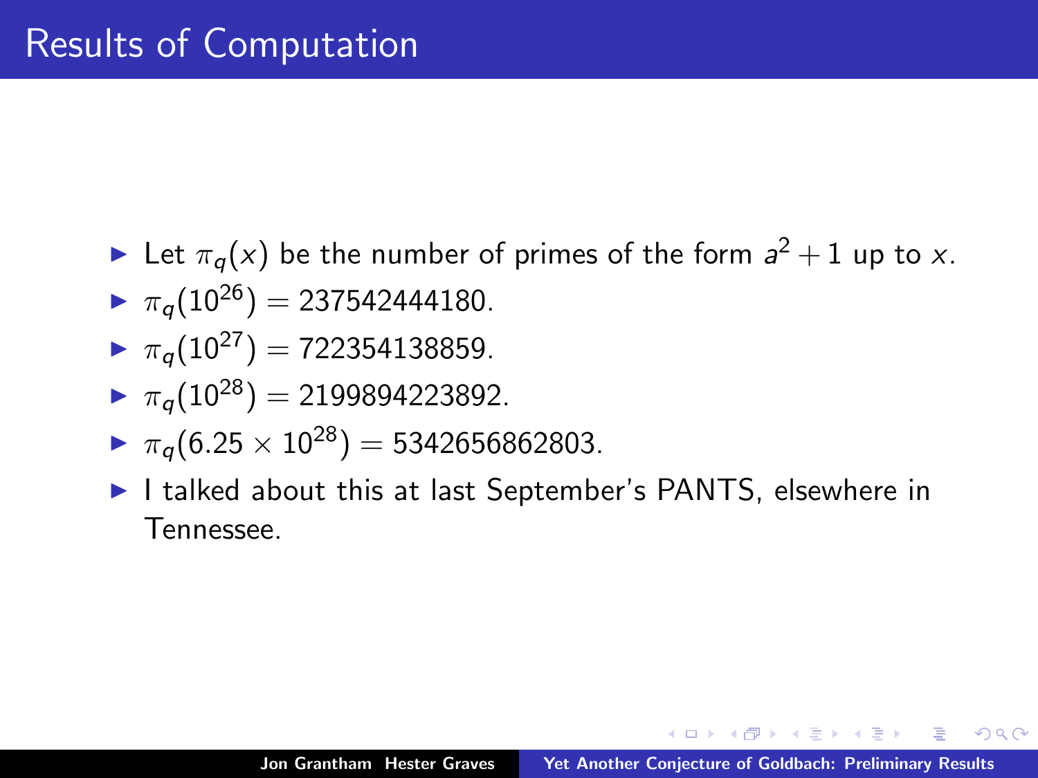# Results of Computation

- Let $\pi_q(x)$ be the number of primes of the form $a^2+1$ up to $x$.
- $\pi_q(10^{26}) = 237542444180.$
- $\pi_q(10^{27}) = 722354138859.$
- $\pi_q(10^{28}) = 2199894223892.$
- $\pi_q(6.25 \times 10^{28}) = 5342656862803.$
- I talked about this at last September's PANTS, elsewhere in Tennessee.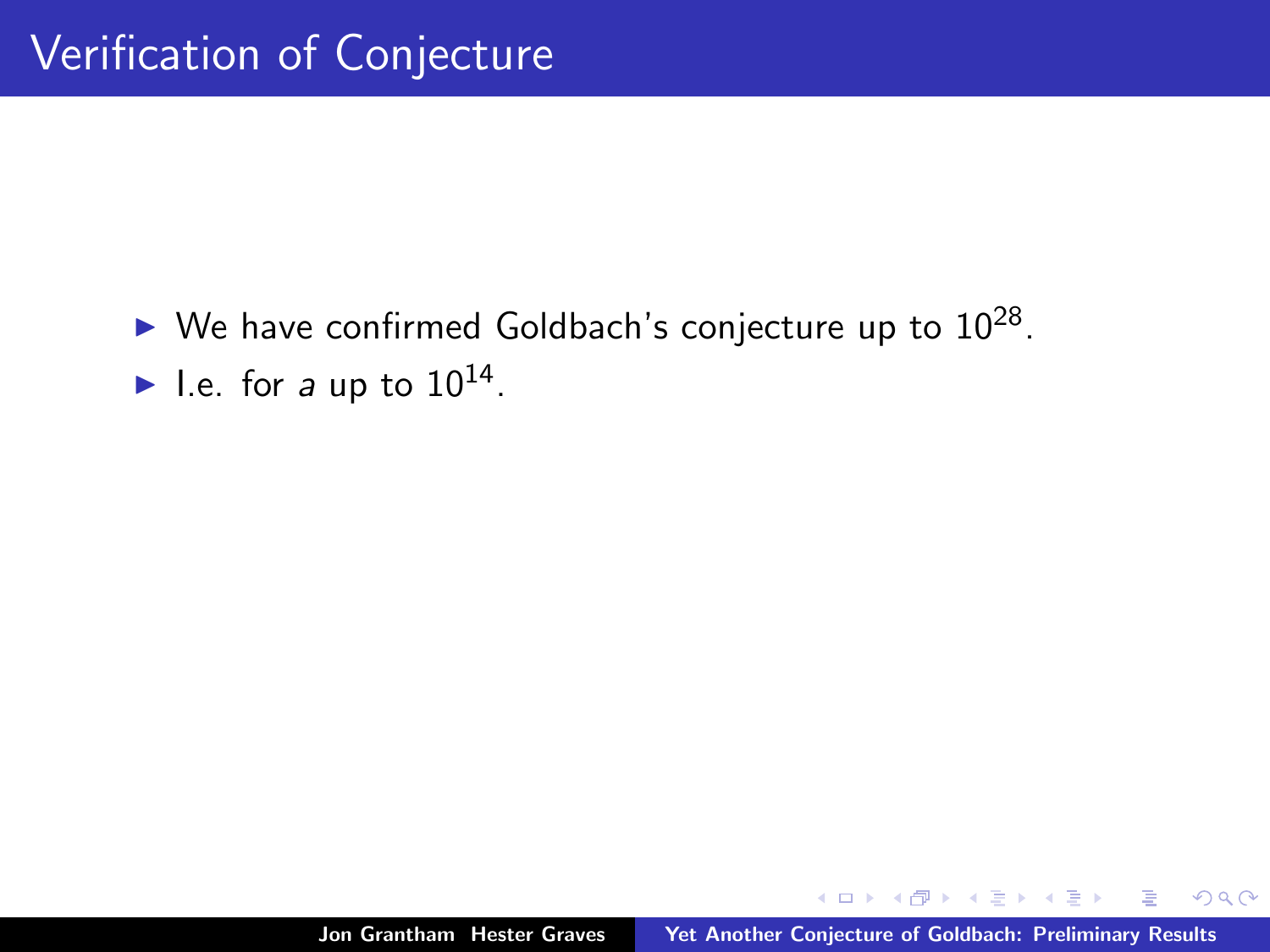# Verification of Conjecture

- We have confirmed Goldbach's conjecture up to $10^{28}$.
- I.e. for $a$ up to $10^{14}$.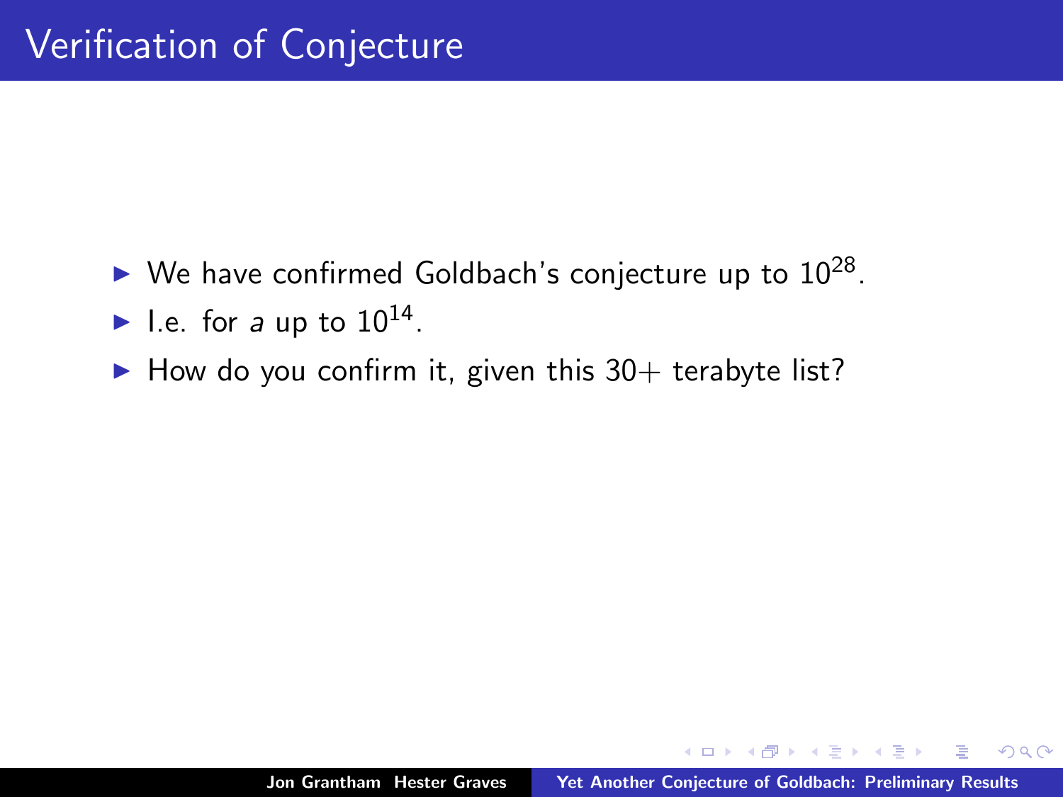# Verification of Conjecture

- We have confirmed Goldbach's conjecture up to $10^{28}$.
- I.e. for $a$ up to $10^{14}$.
- How do you confirm it, given this 30+ terabyte list?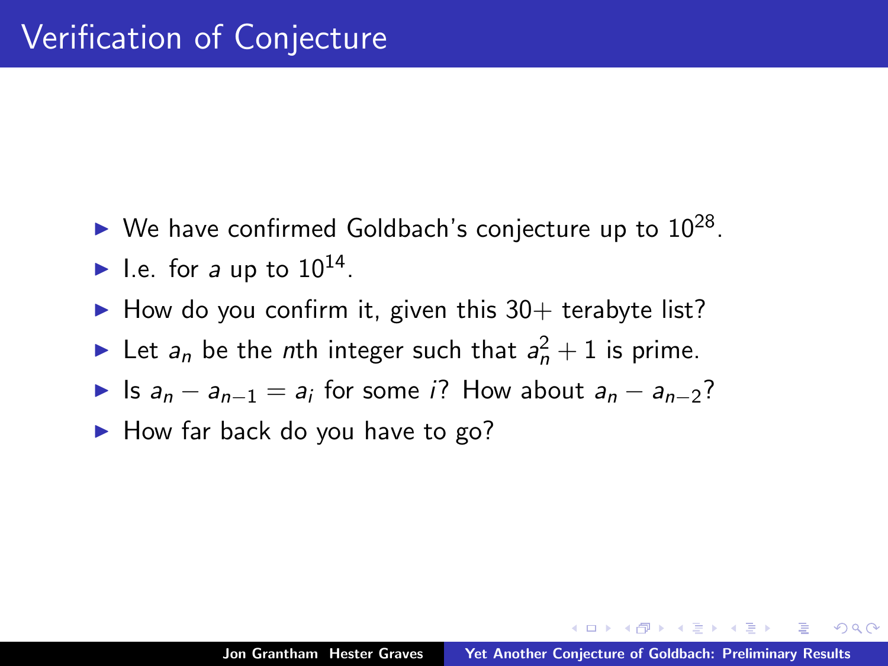# Verification of Conjecture

- We have confirmed Goldbach's conjecture up to $10^{28}$.
- I.e. for $a$ up to $10^{14}$.
- How do you confirm it, given this 30+ terabyte list?
- Let $a_n$ be the $n$th integer such that $a_n^2 + 1$ is prime.
- Is $a_n - a_{n-1} = a_i$ for some $i$? How about $a_n - a_{n-2}$?
- How far back do you have to go?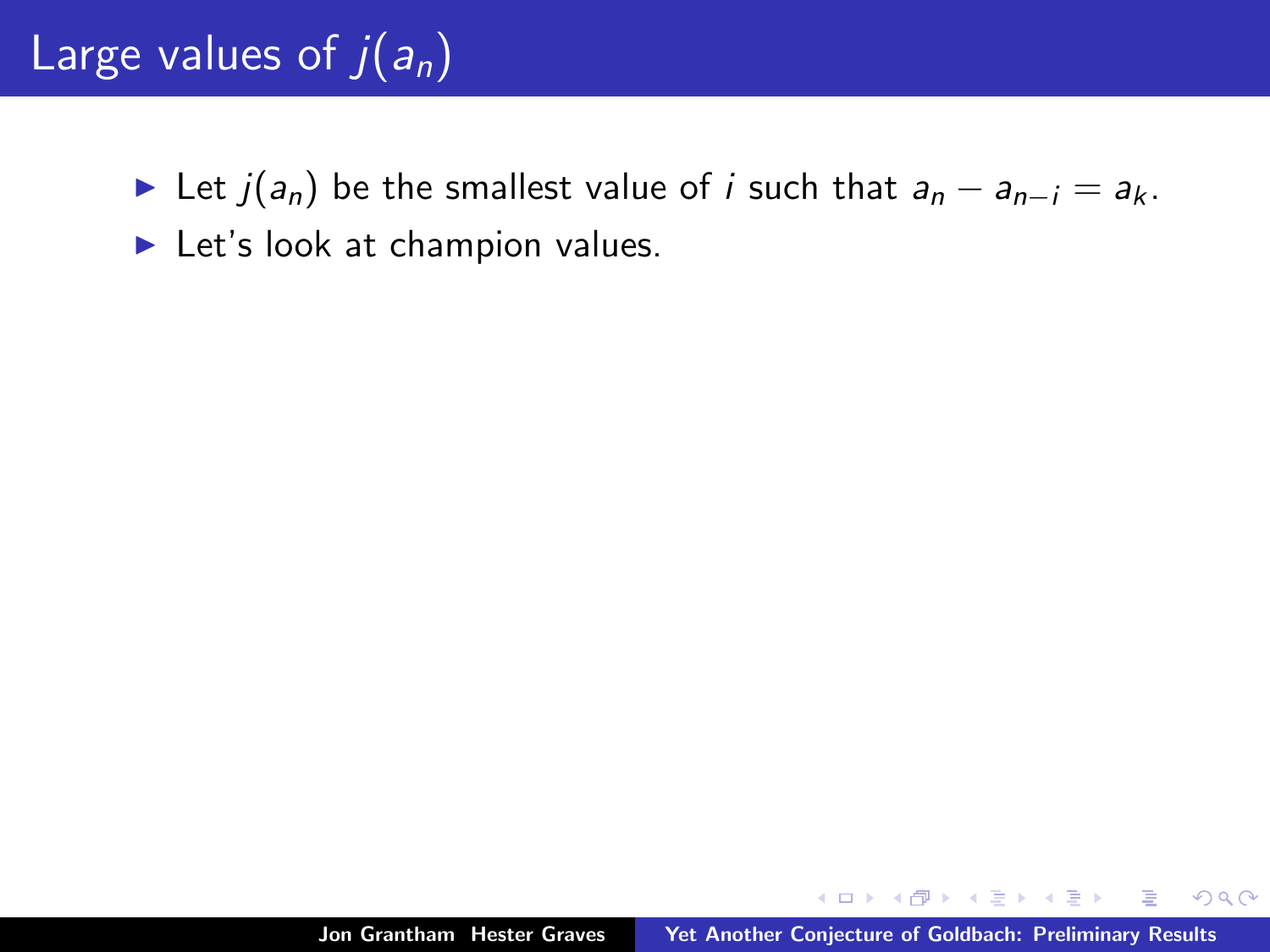# Large values of $j(a_n)$

- Let $j(a_n)$ be the smallest value of $i$ such that $a_n - a_{n-i} = a_k$.
- Let's look at champion values.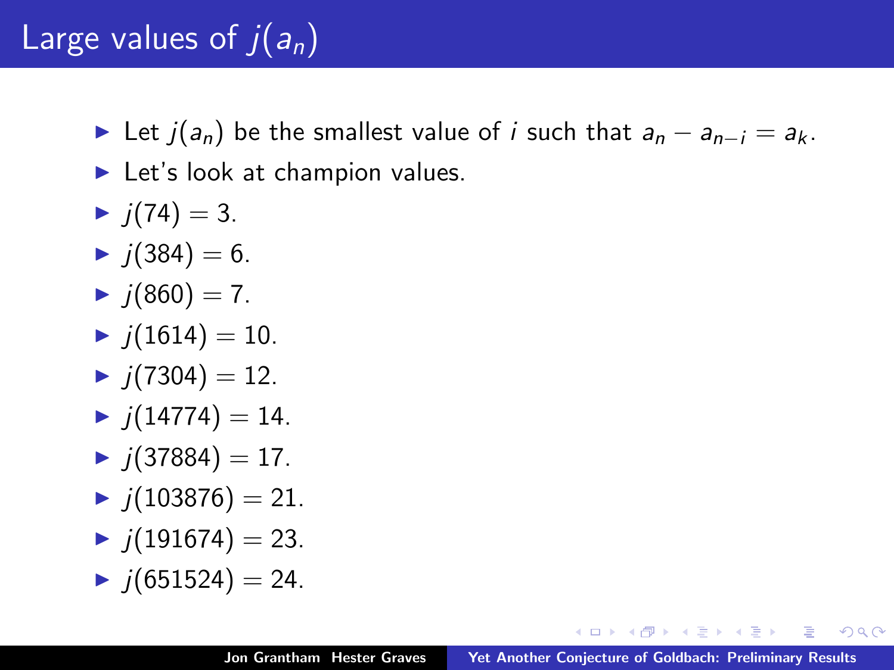# Large values of $j(a_n)$

- Let $j(a_n)$ be the smallest value of $i$ such that $a_n - a_{n-i} = a_k$.
- Let's look at champion values.
- $j(74) = 3$.
- $j(384) = 6$.
- $j(860) = 7$.
- $j(1614) = 10$.
- $j(7304) = 12$.
- $j(14774) = 14$.
- $j(37884) = 17$.
- $j(103876) = 21$.
- $j(191674) = 23$.
- $j(651524) = 24$.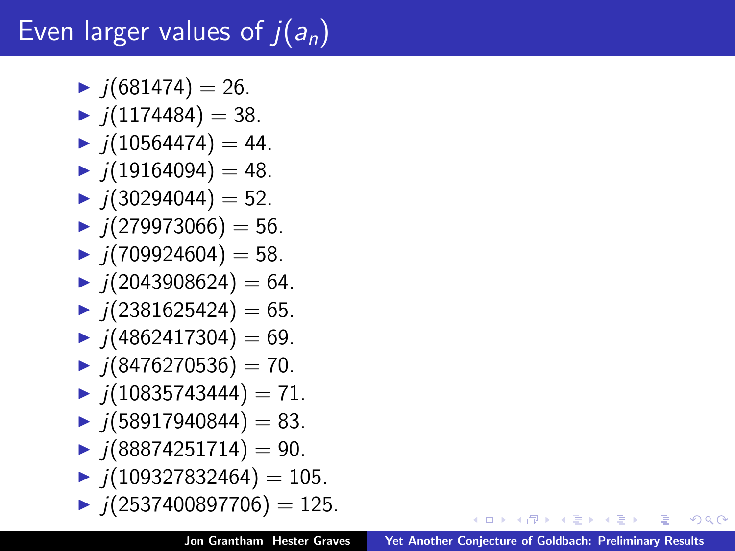# Even larger values of $j(a_n)$

- $j(681474) = 26$.
- $j(1174484) = 38$.
- $j(10564474) = 44$.
- $j(19164094) = 48$.
- $j(30294044) = 52$.
- $j(279973066) = 56$.
- $j(709924604) = 58$.
- $j(2043908624) = 64$.
- $j(2381625424) = 65$.
- $j(4862417304) = 69$.
- $j(8476270536) = 70$.
- $j(10835743444) = 71$.
- $j(58917940844) = 83$.
- $j(88874251714) = 90$.
- $j(109327832464) = 105$.
- $j(2537400897706) = 125$.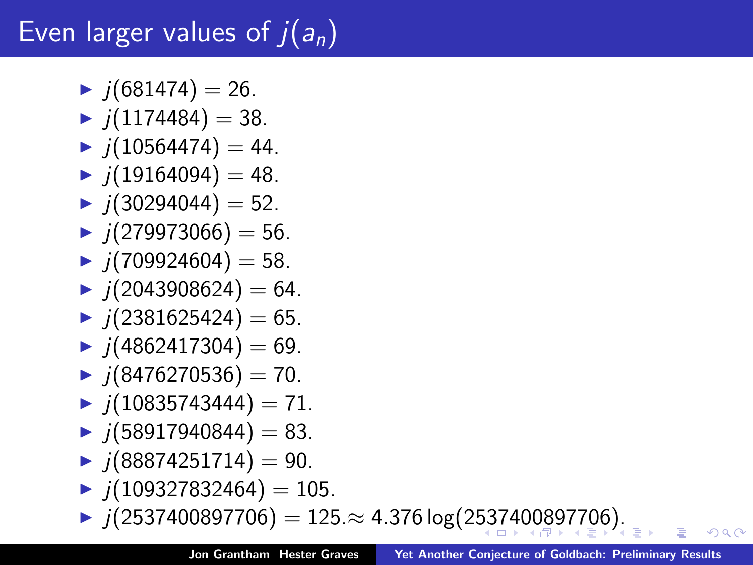# Even larger values of $j(a_n)$

- $j(681474) = 26$.
- $j(1174484) = 38$.
- $j(10564474) = 44$.
- $j(19164094) = 48$.
- $j(30294044) = 52$.
- $j(279973066) = 56$.
- $j(709924604) = 58$.
- $j(2043908624) = 64$.
- $j(2381625424) = 65$.
- $j(4862417304) = 69$.
- $j(8476270536) = 70$.
- $j(10835743444) = 71$.
- $j(58917940844) = 83$.
- $j(88874251714) = 90$.
- $j(109327832464) = 105$.
- $j(2537400897706) = 125. \approx 4.376 \log(2537400897706)$.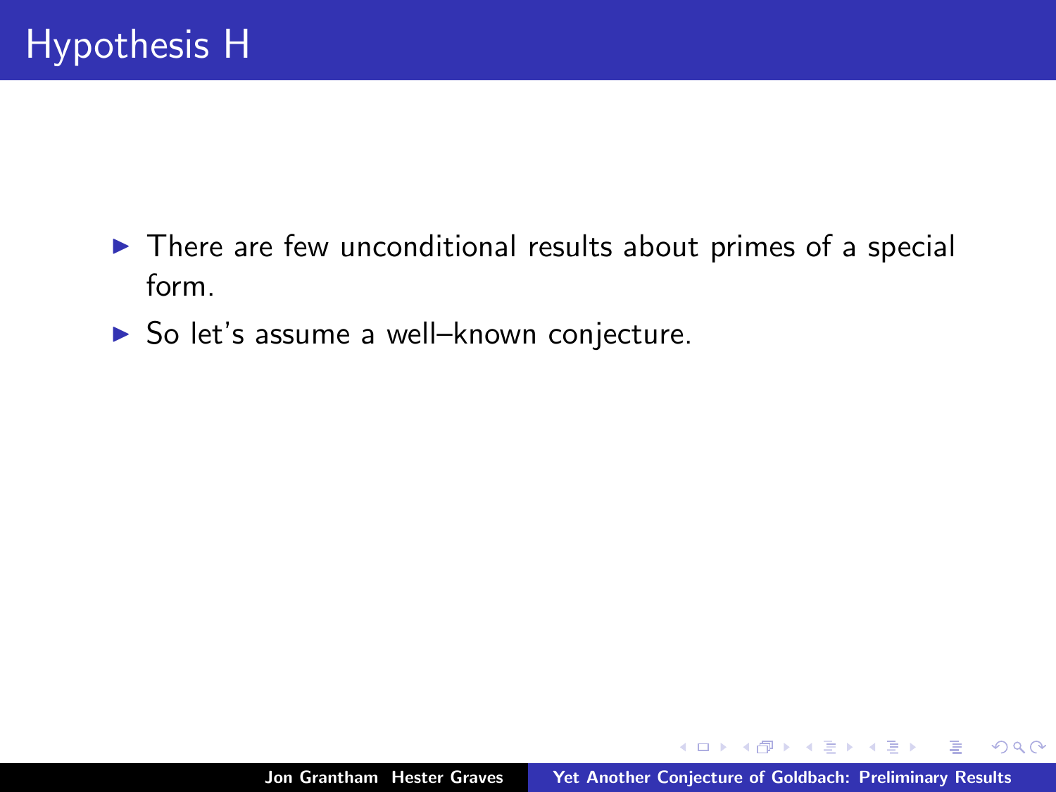# Hypothesis H

- There are few unconditional results about primes of a special form.
- So let's assume a well–known conjecture.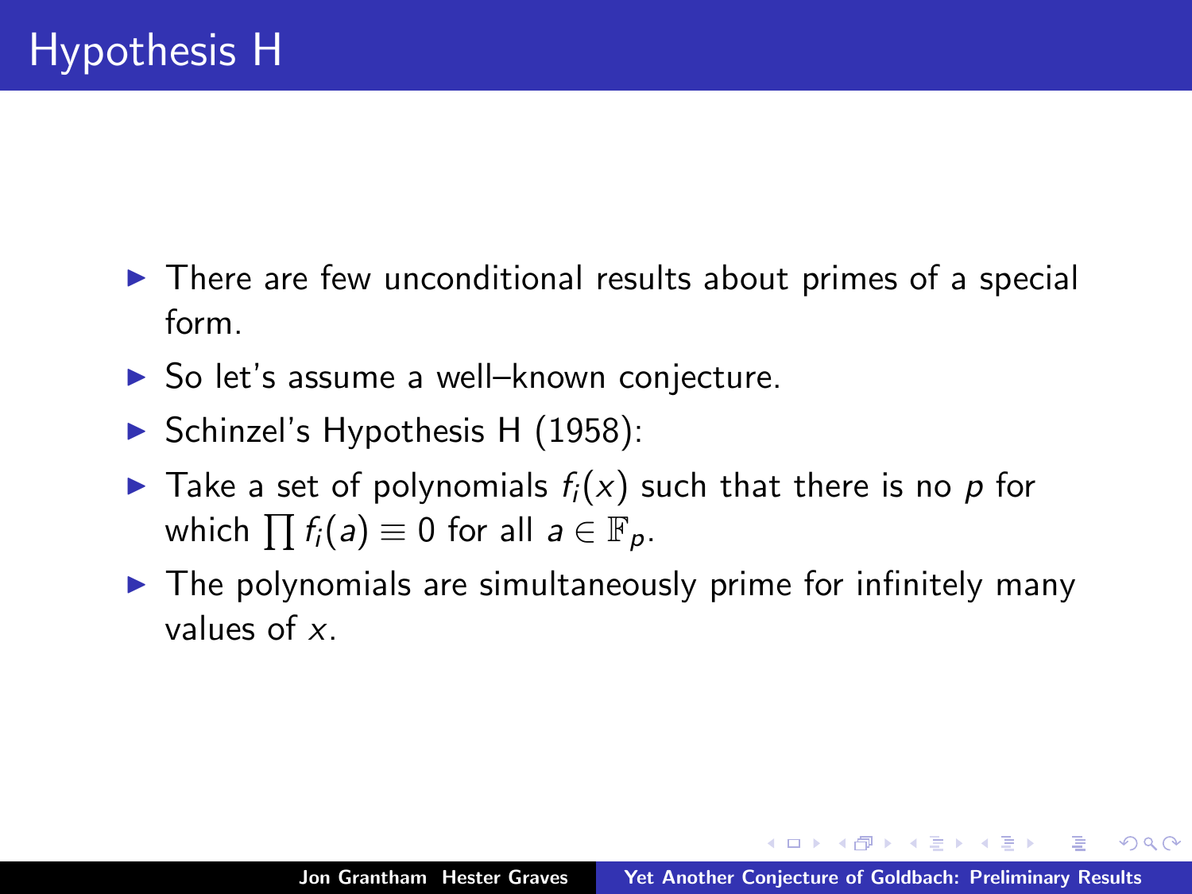# Hypothesis H

- There are few unconditional results about primes of a special form.
- So let's assume a well–known conjecture.
- Schinzel's Hypothesis H (1958):
- Take a set of polynomials $f_i(x)$ such that there is no $p$ for which $\prod f_i(a) \equiv 0$ for all $a \in \mathbb{F}_p$.
- The polynomials are simultaneously prime for infinitely many values of $x$.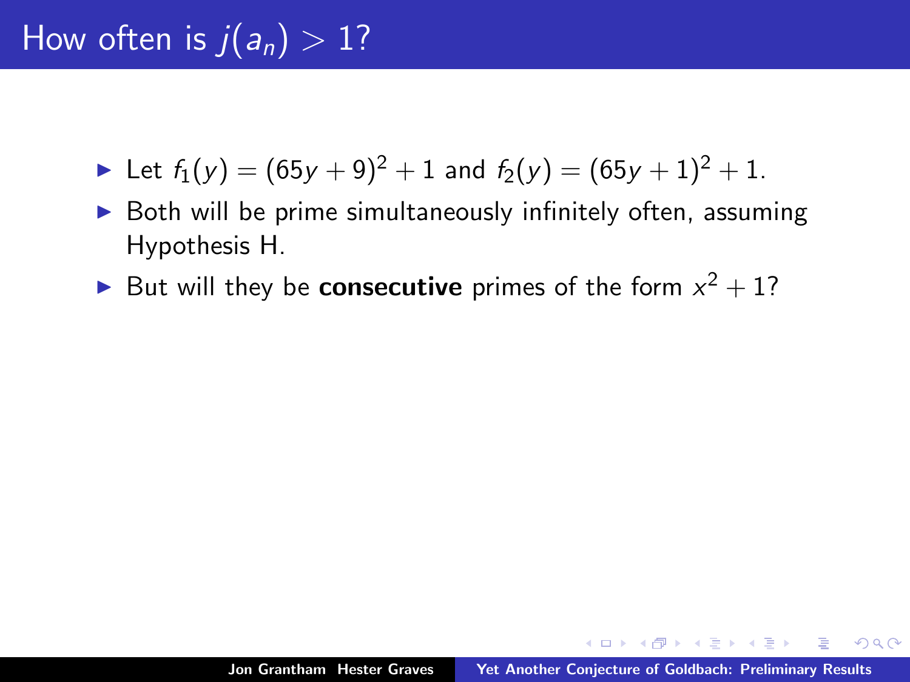# How often is $j(a_n) > 1$?

- Let $f_1(y) = (65y + 9)^2 + 1$ and $f_2(y) = (65y + 1)^2 + 1$.
- Both will be prime simultaneously infinitely often, assuming Hypothesis H.
- But will they be **consecutive** primes of the form $x^2 + 1$?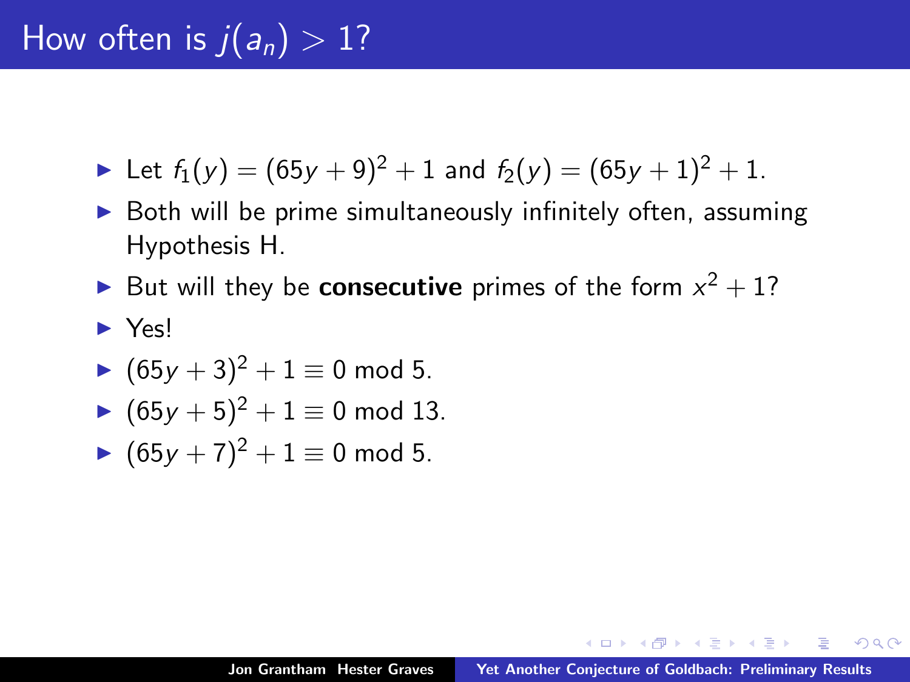# How often is $j(a_n) > 1$?

- Let $f_1(y) = (65y + 9)^2 + 1$ and $f_2(y) = (65y + 1)^2 + 1$.
- Both will be prime simultaneously infinitely often, assuming Hypothesis H.
- But will they be **consecutive** primes of the form $x^2 + 1$?
- Yes!
- $(65y + 3)^2 + 1 \equiv 0 \bmod 5$.
- $(65y + 5)^2 + 1 \equiv 0 \bmod 13$.
- $(65y + 7)^2 + 1 \equiv 0 \bmod 5$.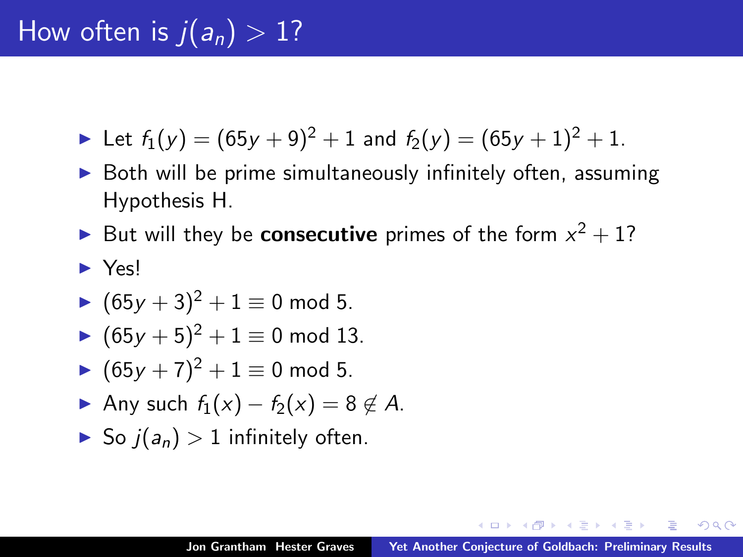# How often is $j(a_n) > 1$?

- Let $f_1(y) = (65y + 9)^2 + 1$ and $f_2(y) = (65y + 1)^2 + 1$.
- Both will be prime simultaneously infinitely often, assuming Hypothesis H.
- But will they be **consecutive** primes of the form $x^2 + 1$?
- Yes!
- $(65y + 3)^2 + 1 \equiv 0 \bmod 5$.
- $(65y + 5)^2 + 1 \equiv 0 \bmod 13$.
- $(65y + 7)^2 + 1 \equiv 0 \bmod 5$.
- Any such $f_1(x) - f_2(x) = 8 \notin A$.
- So $j(a_n) > 1$ infinitely often.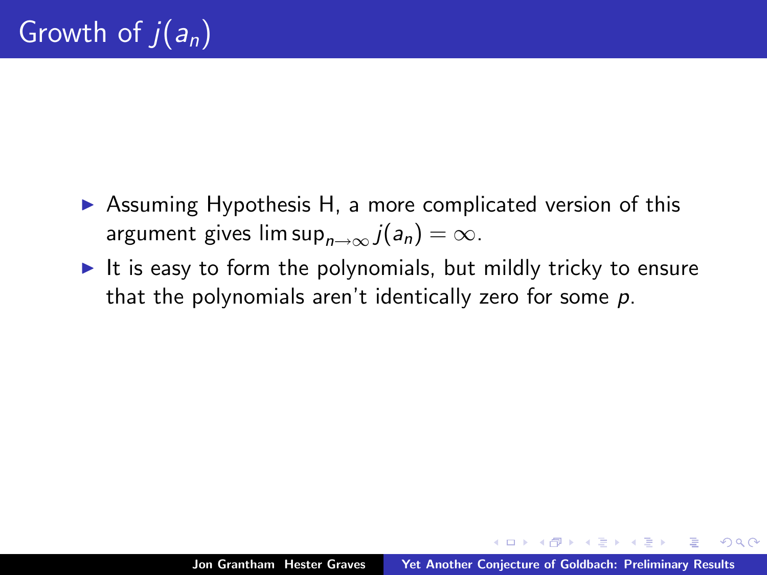# Growth of $j(a_n)$

- Assuming Hypothesis H, a more complicated version of this argument gives $\limsup_{n\to\infty} j(a_n) = \infty$.
- It is easy to form the polynomials, but mildly tricky to ensure that the polynomials aren't identically zero for some $p$.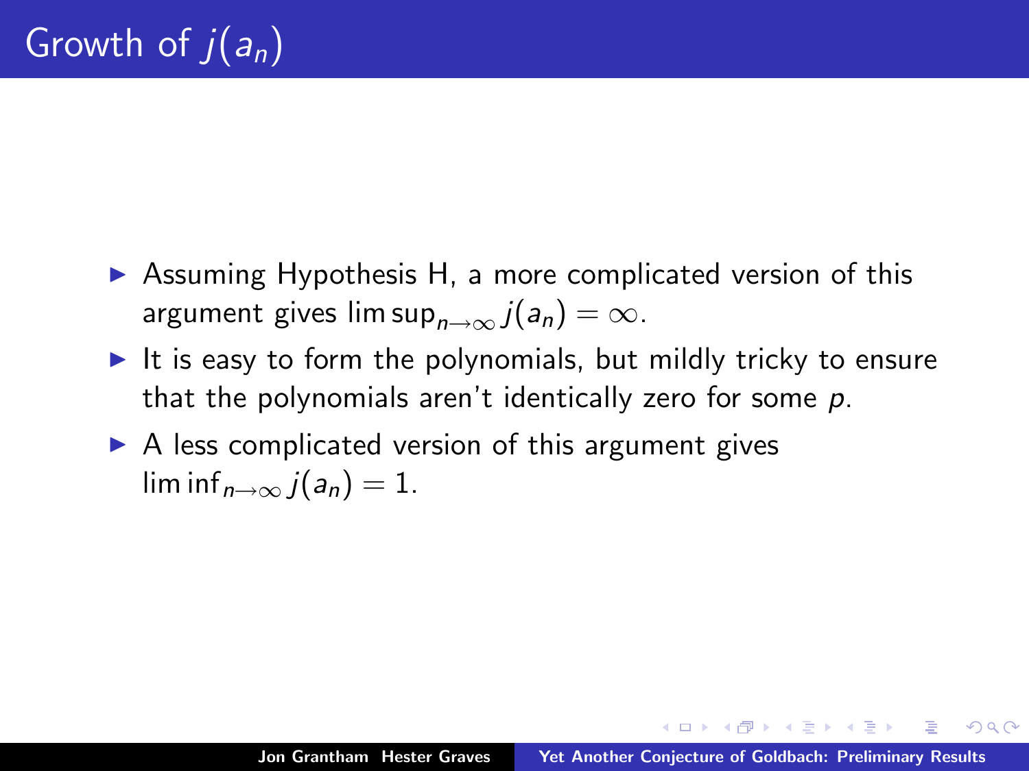# Growth of $j(a_n)$

- Assuming Hypothesis H, a more complicated version of this argument gives $\limsup_{n\to\infty} j(a_n) = \infty$.
- It is easy to form the polynomials, but mildly tricky to ensure that the polynomials aren't identically zero for some $p$.
- A less complicated version of this argument gives $\liminf_{n\to\infty} j(a_n) = 1$.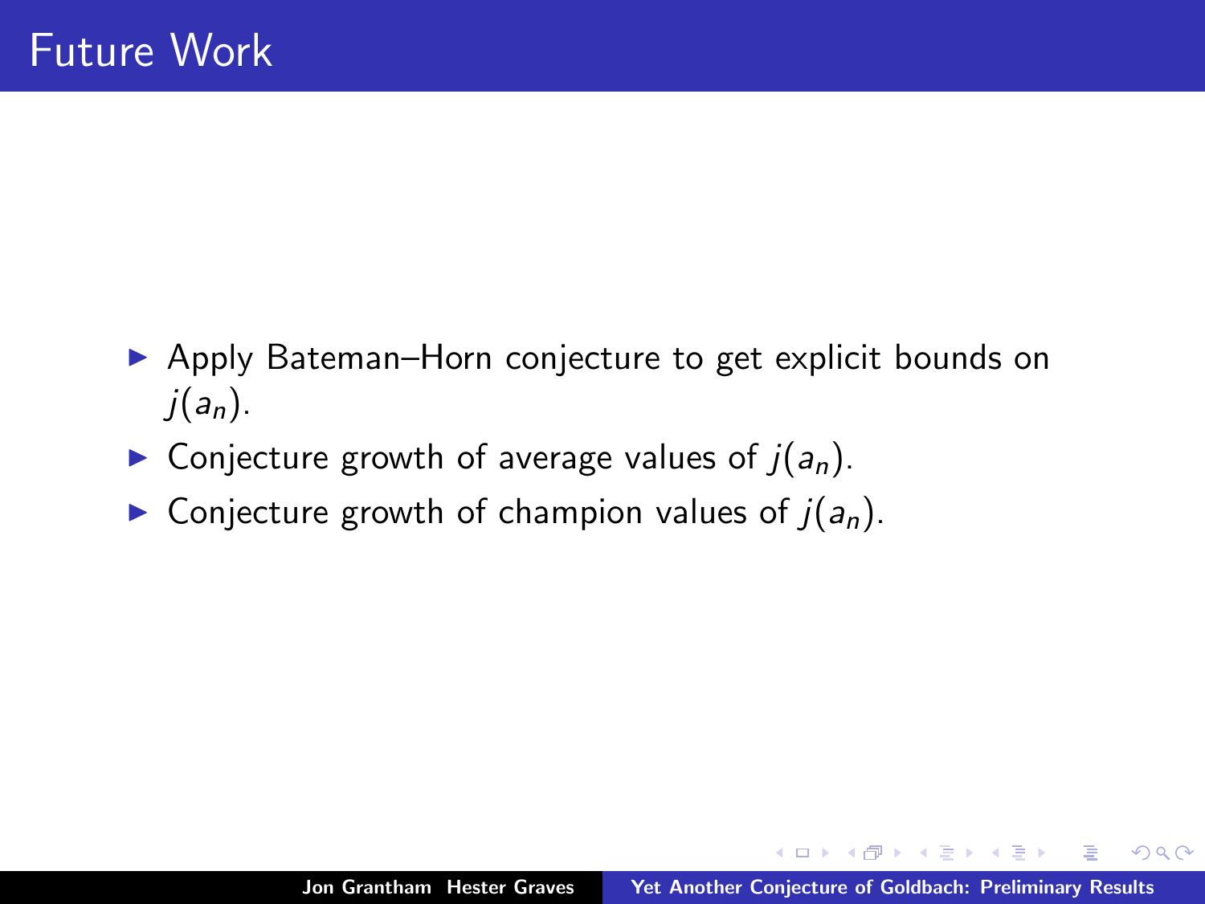# Future Work

- Apply Bateman–Horn conjecture to get explicit bounds on $j(a_n)$.
- Conjecture growth of average values of $j(a_n)$.
- Conjecture growth of champion values of $j(a_n)$.